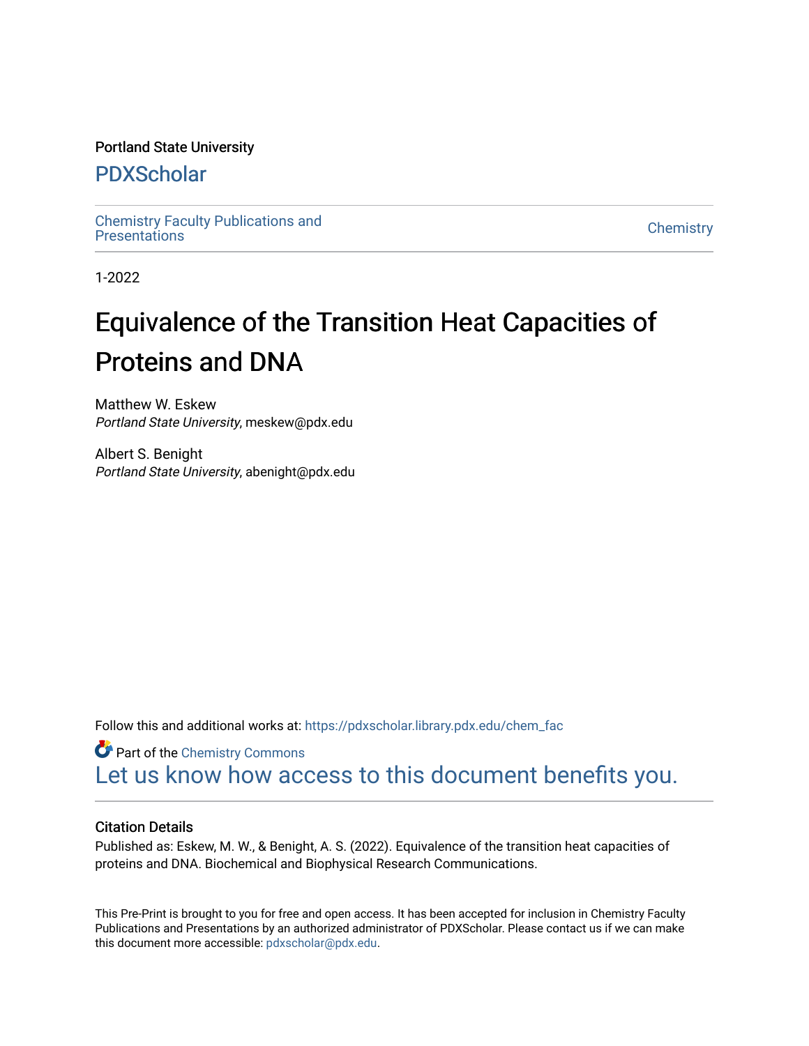Portland State University

# PDXScholar

Chemistry Faculty Publications and Presentations

Chemistry

1-2022

# Equivalence of the Transition Heat Capacities of Proteins and DNA

Matthew W. Eskew
*Portland State University*, meskew@pdx.edu

Albert S. Benight
*Portland State University*, abenight@pdx.edu

Follow this and additional works at: https://pdxscholar.library.pdx.edu/chem_fac

Part of the Chemistry Commons

Let us know how access to this document benefits you.

## Citation Details

Published as: Eskew, M. W., & Benight, A. S. (2022). Equivalence of the transition heat capacities of proteins and DNA. Biochemical and Biophysical Research Communications.

This Pre-Print is brought to you for free and open access. It has been accepted for inclusion in Chemistry Faculty Publications and Presentations by an authorized administrator of PDXScholar. Please contact us if we can make this document more accessible: pdxscholar@pdx.edu.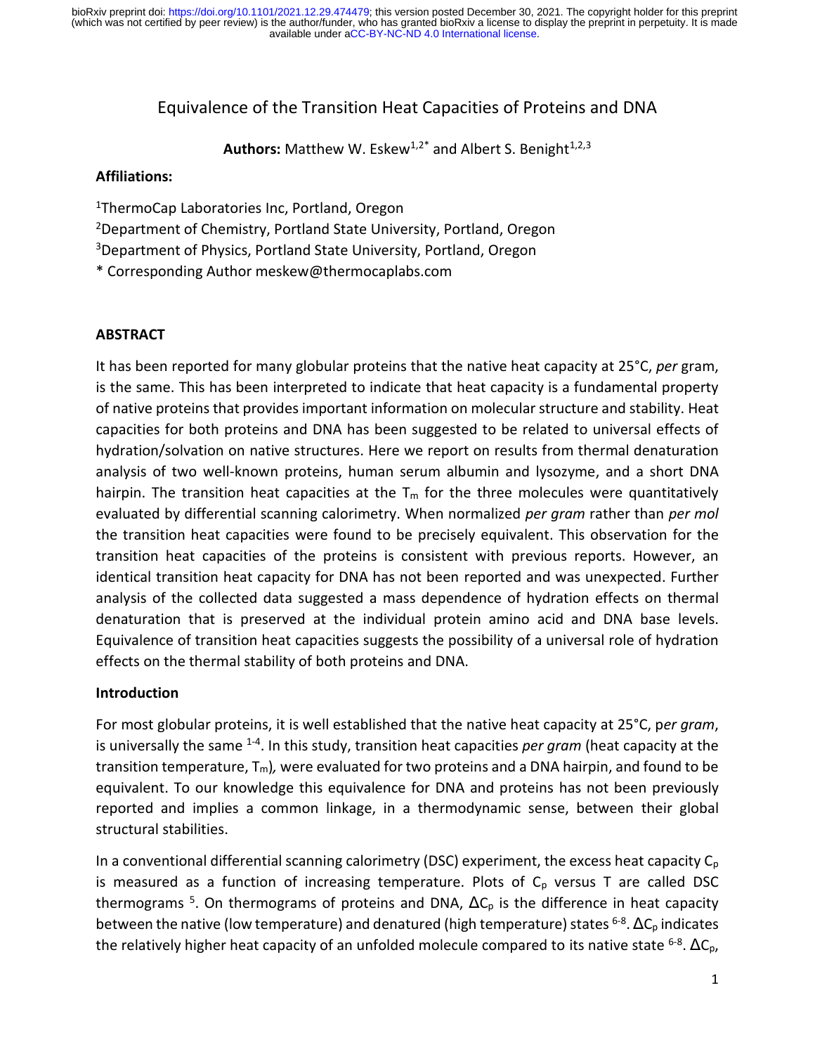Equivalence of the Transition Heat Capacities of Proteins and DNA

**Authors:** Matthew W. Eskew[1,2*] and Albert S. Benight[1,2,3]

**Affiliations:**

[1]ThermoCap Laboratories Inc, Portland, Oregon

[2]Department of Chemistry, Portland State University, Portland, Oregon

[3]Department of Physics, Portland State University, Portland, Oregon

\* Corresponding Author meskew@thermocaplabs.com

## ABSTRACT

It has been reported for many globular proteins that the native heat capacity at 25°C, *per* gram, is the same. This has been interpreted to indicate that heat capacity is a fundamental property of native proteins that provides important information on molecular structure and stability. Heat capacities for both proteins and DNA has been suggested to be related to universal effects of hydration/solvation on native structures. Here we report on results from thermal denaturation analysis of two well-known proteins, human serum albumin and lysozyme, and a short DNA hairpin. The transition heat capacities at the $T_m$ for the three molecules were quantitatively evaluated by differential scanning calorimetry. When normalized *per gram* rather than *per mol* the transition heat capacities were found to be precisely equivalent. This observation for the transition heat capacities of the proteins is consistent with previous reports. However, an identical transition heat capacity for DNA has not been reported and was unexpected. Further analysis of the collected data suggested a mass dependence of hydration effects on thermal denaturation that is preserved at the individual protein amino acid and DNA base levels. Equivalence of transition heat capacities suggests the possibility of a universal role of hydration effects on the thermal stability of both proteins and DNA.

## Introduction

For most globular proteins, it is well established that the native heat capacity at 25°C, p*er gram*, is universally the same [1-4]. In this study, transition heat capacities *per gram* (heat capacity at the transition temperature, $T_m$), were evaluated for two proteins and a DNA hairpin, and found to be equivalent. To our knowledge this equivalence for DNA and proteins has not been previously reported and implies a common linkage, in a thermodynamic sense, between their global structural stabilities.

In a conventional differential scanning calorimetry (DSC) experiment, the excess heat capacity $C_p$ is measured as a function of increasing temperature. Plots of $C_p$ versus T are called DSC thermograms [5]. On thermograms of proteins and DNA, $\Delta C_p$ is the difference in heat capacity between the native (low temperature) and denatured (high temperature) states [6-8]. $\Delta C_p$ indicates the relatively higher heat capacity of an unfolded molecule compared to its native state [6-8]. $\Delta C_p$,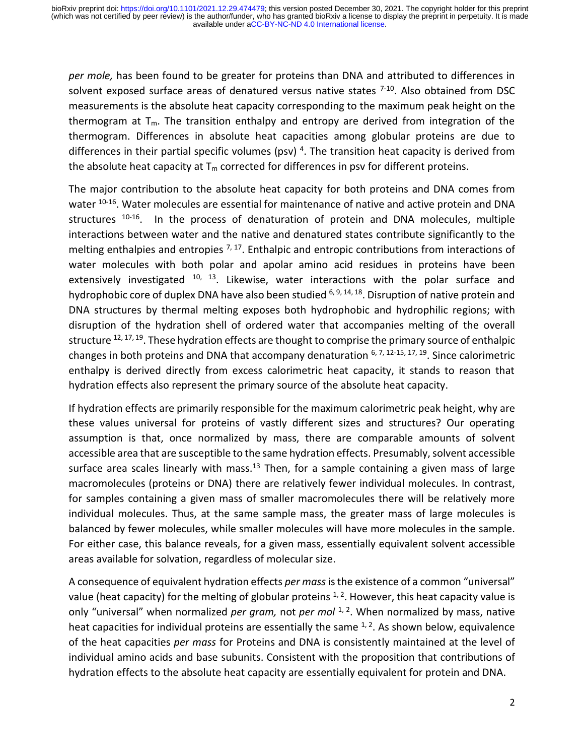*per mole,* has been found to be greater for proteins than DNA and attributed to differences in solvent exposed surface areas of denatured versus native states [7-10]. Also obtained from DSC measurements is the absolute heat capacity corresponding to the maximum peak height on the thermogram at $T_m$. The transition enthalpy and entropy are derived from integration of the thermogram. Differences in absolute heat capacities among globular proteins are due to differences in their partial specific volumes (psv) [4]. The transition heat capacity is derived from the absolute heat capacity at $T_m$ corrected for differences in psv for different proteins.

The major contribution to the absolute heat capacity for both proteins and DNA comes from water [10-16]. Water molecules are essential for maintenance of native and active protein and DNA structures [10-16]. In the process of denaturation of protein and DNA molecules, multiple interactions between water and the native and denatured states contribute significantly to the melting enthalpies and entropies [7, 17]. Enthalpic and entropic contributions from interactions of water molecules with both polar and apolar amino acid residues in proteins have been extensively investigated [10, 13]. Likewise, water interactions with the polar surface and hydrophobic core of duplex DNA have also been studied [6, 9, 14, 18]. Disruption of native protein and DNA structures by thermal melting exposes both hydrophobic and hydrophilic regions; with disruption of the hydration shell of ordered water that accompanies melting of the overall structure [12, 17, 19]. These hydration effects are thought to comprise the primary source of enthalpic changes in both proteins and DNA that accompany denaturation [6, 7, 12-15, 17, 19]. Since calorimetric enthalpy is derived directly from excess calorimetric heat capacity, it stands to reason that hydration effects also represent the primary source of the absolute heat capacity.

If hydration effects are primarily responsible for the maximum calorimetric peak height, why are these values universal for proteins of vastly different sizes and structures? Our operating assumption is that, once normalized by mass, there are comparable amounts of solvent accessible area that are susceptible to the same hydration effects. Presumably, solvent accessible surface area scales linearly with mass.[13] Then, for a sample containing a given mass of large macromolecules (proteins or DNA) there are relatively fewer individual molecules. In contrast, for samples containing a given mass of smaller macromolecules there will be relatively more individual molecules. Thus, at the same sample mass, the greater mass of large molecules is balanced by fewer molecules, while smaller molecules will have more molecules in the sample. For either case, this balance reveals, for a given mass, essentially equivalent solvent accessible areas available for solvation, regardless of molecular size.

A consequence of equivalent hydration effects *per mass* is the existence of a common "universal" value (heat capacity) for the melting of globular proteins [1, 2]. However, this heat capacity value is only "universal" when normalized *per gram,* not *per mol* [1, 2]. When normalized by mass, native heat capacities for individual proteins are essentially the same [1, 2]. As shown below, equivalence of the heat capacities *per mass* for Proteins and DNA is consistently maintained at the level of individual amino acids and base subunits. Consistent with the proposition that contributions of hydration effects to the absolute heat capacity are essentially equivalent for protein and DNA.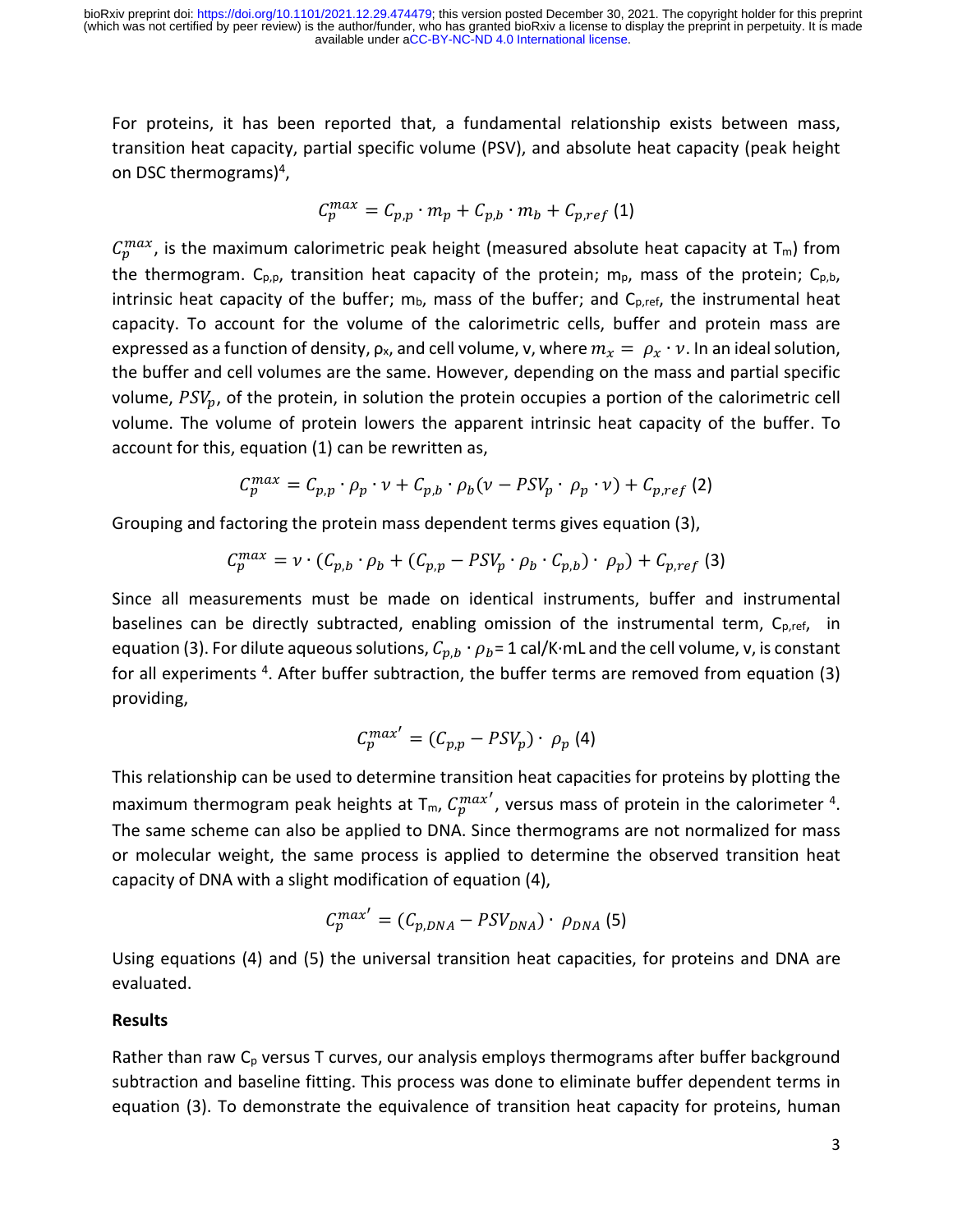For proteins, it has been reported that, a fundamental relationship exists between mass, transition heat capacity, partial specific volume (PSV), and absolute heat capacity (peak height on DSC thermograms)[4],

$$C_p^{max} = C_{p,p} \cdot m_p + C_{p,b} \cdot m_b + C_{p,ref} \text{ (1)}$$

$C_p^{max}$, is the maximum calorimetric peak height (measured absolute heat capacity at $T_m$) from the thermogram. $C_{p,p}$, transition heat capacity of the protein; $m_p$, mass of the protein; $C_{p,b}$, intrinsic heat capacity of the buffer; $m_b$, mass of the buffer; and $C_{p,ref}$, the instrumental heat capacity. To account for the volume of the calorimetric cells, buffer and protein mass are expressed as a function of density, $\rho_x$, and cell volume, v, where $m_x = \rho_x \cdot v$. In an ideal solution, the buffer and cell volumes are the same. However, depending on the mass and partial specific volume, $PSV_p$, of the protein, in solution the protein occupies a portion of the calorimetric cell volume. The volume of protein lowers the apparent intrinsic heat capacity of the buffer. To account for this, equation (1) can be rewritten as,

$$C_p^{max} = C_{p,p} \cdot \rho_p \cdot v + C_{p,b} \cdot \rho_b (v - PSV_p \cdot \rho_p \cdot v) + C_{p,ref} \text{ (2)}$$

Grouping and factoring the protein mass dependent terms gives equation (3),

$$C_p^{max} = v \cdot (C_{p,b} \cdot \rho_b + (C_{p,p} - PSV_p \cdot \rho_b \cdot C_{p,b}) \cdot \rho_p) + C_{p,ref} \text{ (3)}$$

Since all measurements must be made on identical instruments, buffer and instrumental baselines can be directly subtracted, enabling omission of the instrumental term, $C_{p,ref}$, in equation (3). For dilute aqueous solutions, $C_{p,b} \cdot \rho_b$= 1 cal/K·mL and the cell volume, v, is constant for all experiments [4]. After buffer subtraction, the buffer terms are removed from equation (3) providing,

$$C_p^{max'} = (C_{p,p} - PSV_p) \cdot \rho_p \text{ (4)}$$

This relationship can be used to determine transition heat capacities for proteins by plotting the maximum thermogram peak heights at $T_m$, $C_p^{max'}$, versus mass of protein in the calorimeter [4]. The same scheme can also be applied to DNA. Since thermograms are not normalized for mass or molecular weight, the same process is applied to determine the observed transition heat capacity of DNA with a slight modification of equation (4),

$$C_p^{max'} = (C_{p,DNA} - PSV_{DNA}) \cdot \rho_{DNA} \text{ (5)}$$

Using equations (4) and (5) the universal transition heat capacities, for proteins and DNA are evaluated.

**Results**

Rather than raw $C_p$ versus T curves, our analysis employs thermograms after buffer background subtraction and baseline fitting. This process was done to eliminate buffer dependent terms in equation (3). To demonstrate the equivalence of transition heat capacity for proteins, human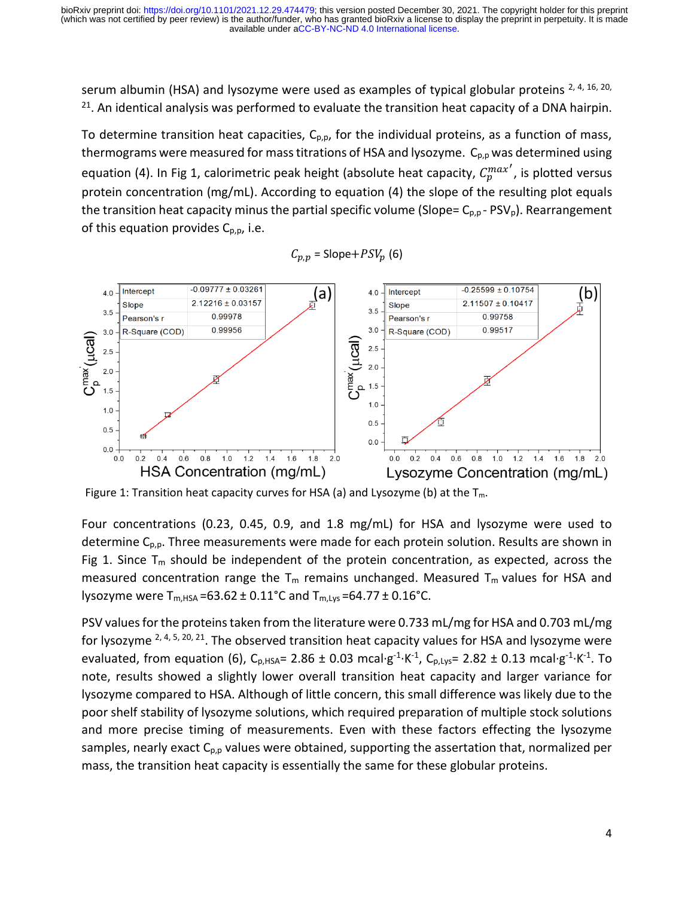serum albumin (HSA) and lysozyme were used as examples of typical globular proteins [2, 4, 16, 20, 21]. An identical analysis was performed to evaluate the transition heat capacity of a DNA hairpin.

To determine transition heat capacities, $C_{p,p}$, for the individual proteins, as a function of mass, thermograms were measured for mass titrations of HSA and lysozyme. $C_{p,p}$ was determined using equation (4). In Fig 1, calorimetric peak height (absolute heat capacity, $C_p^{max'}$, is plotted versus protein concentration (mg/mL). According to equation (4) the slope of the resulting plot equals the transition heat capacity minus the partial specific volume (Slope= $C_{p,p}$ - $PSV_p$). Rearrangement of this equation provides $C_{p,p}$, i.e.

$$C_{p,p} = \text{Slope} + PSV_p \quad (6)$$

Figure 1: Transition heat capacity curves for HSA (a) and Lysozyme (b) at the $T_m$.

Four concentrations (0.23, 0.45, 0.9, and 1.8 mg/mL) for HSA and lysozyme were used to determine $C_{p,p}$. Three measurements were made for each protein solution. Results are shown in Fig 1. Since $T_m$ should be independent of the protein concentration, as expected, across the measured concentration range the $T_m$ remains unchanged. Measured $T_m$ values for HSA and lysozyme were $T_{m,HSA}$ =63.62 ± 0.11°C and $T_{m,Lys}$ =64.77 ± 0.16°C.

PSV values for the proteins taken from the literature were 0.733 mL/mg for HSA and 0.703 mL/mg for lysozyme [2, 4, 5, 20, 21]. The observed transition heat capacity values for HSA and lysozyme were evaluated, from equation (6), $C_{p,HSA}$= 2.86 ± 0.03 mcal·g$^{-1}$·K$^{-1}$, $C_{p,Lys}$= 2.82 ± 0.13 mcal·g$^{-1}$·K$^{-1}$. To note, results showed a slightly lower overall transition heat capacity and larger variance for lysozyme compared to HSA. Although of little concern, this small difference was likely due to the poor shelf stability of lysozyme solutions, which required preparation of multiple stock solutions and more precise timing of measurements. Even with these factors effecting the lysozyme samples, nearly exact $C_{p,p}$ values were obtained, supporting the assertion that, normalized per mass, the transition heat capacity is essentially the same for these globular proteins.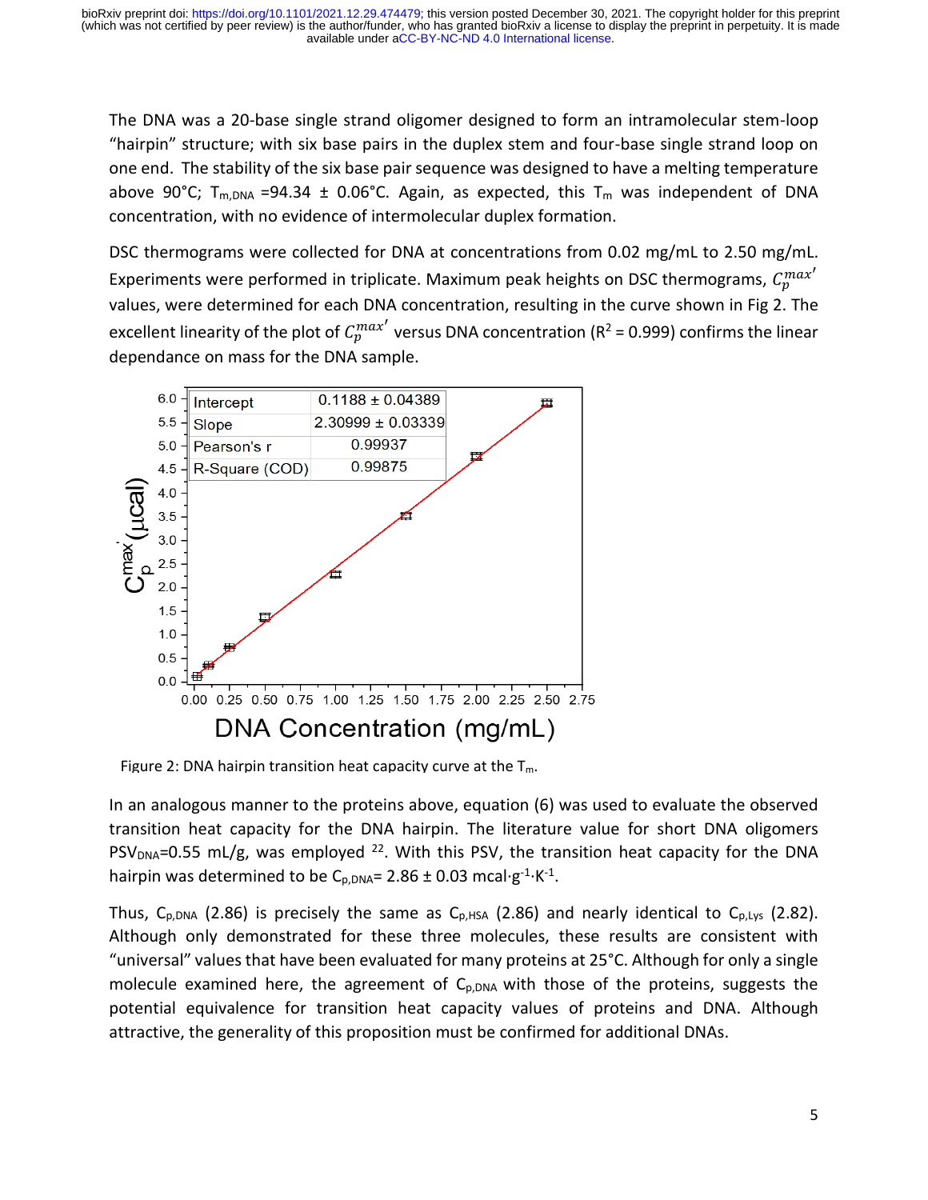The DNA was a 20-base single strand oligomer designed to form an intramolecular stem-loop "hairpin" structure; with six base pairs in the duplex stem and four-base single strand loop on one end. The stability of the six base pair sequence was designed to have a melting temperature above 90°C; $T_{m,DNA}$ =94.34 ± 0.06°C. Again, as expected, this $T_m$ was independent of DNA concentration, with no evidence of intermolecular duplex formation.

DSC thermograms were collected for DNA at concentrations from 0.02 mg/mL to 2.50 mg/mL. Experiments were performed in triplicate. Maximum peak heights on DSC thermograms, $C_p^{max'}$ values, were determined for each DNA concentration, resulting in the curve shown in Fig 2. The excellent linearity of the plot of $C_p^{max'}$ versus DNA concentration ($R^2$ = 0.999) confirms the linear dependance on mass for the DNA sample.

| | |
|---|---|
| Intercept | 0.1188 ± 0.04389 |
| Slope | 2.30999 ± 0.03339 |
| Pearson's r | 0.99937 |
| R-Square (COD) | 0.99875 |

Figure 2: DNA hairpin transition heat capacity curve at the $T_m$.

In an analogous manner to the proteins above, equation (6) was used to evaluate the observed transition heat capacity for the DNA hairpin. The literature value for short DNA oligomers $PSV_{DNA}$=0.55 mL/g, was employed [22]. With this PSV, the transition heat capacity for the DNA hairpin was determined to be $C_{p,DNA}$= 2.86 ± 0.03 mcal·g$^{-1}$·K$^{-1}$.

Thus, $C_{p,DNA}$ (2.86) is precisely the same as $C_{p,HSA}$ (2.86) and nearly identical to $C_{p,Lys}$ (2.82). Although only demonstrated for these three molecules, these results are consistent with "universal" values that have been evaluated for many proteins at 25°C. Although for only a single molecule examined here, the agreement of $C_{p,DNA}$ with those of the proteins, suggests the potential equivalence for transition heat capacity values of proteins and DNA. Although attractive, the generality of this proposition must be confirmed for additional DNAs.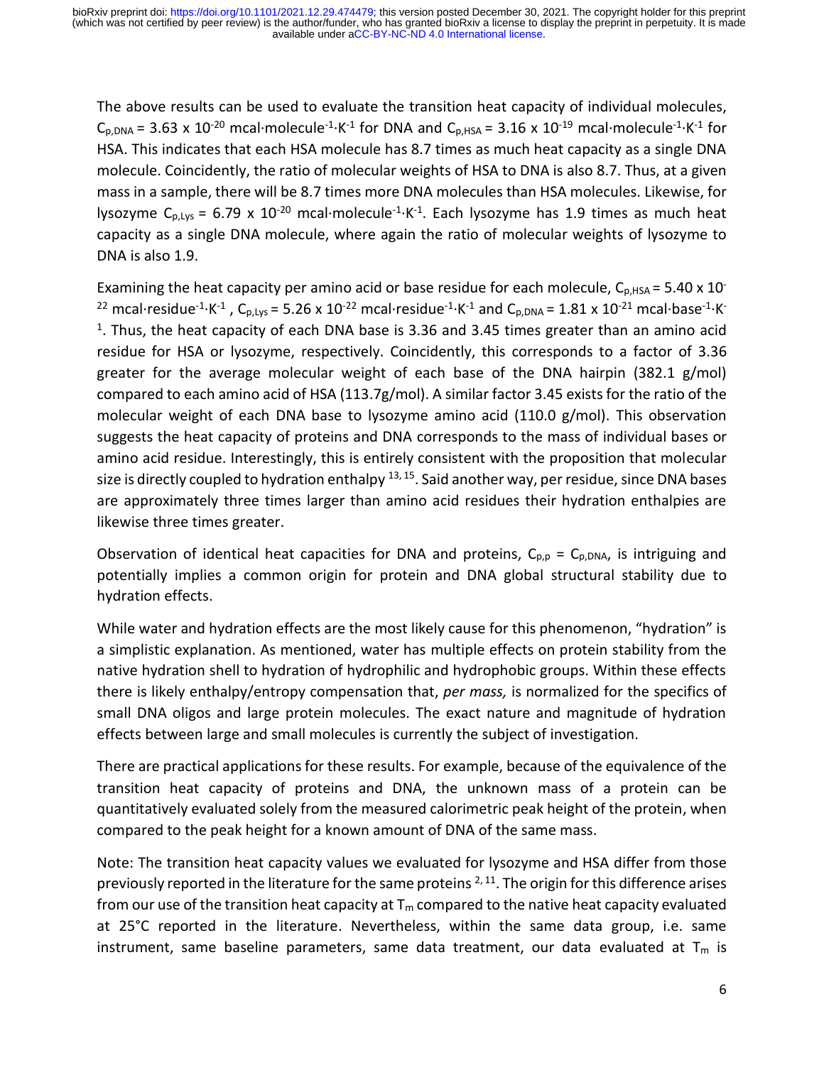The above results can be used to evaluate the transition heat capacity of individual molecules, $C_{p,DNA}$ = 3.63 x $10^{-20}$ mcal·molecule$^{-1}$·K$^{-1}$ for DNA and $C_{p,HSA}$ = 3.16 x $10^{-19}$ mcal·molecule$^{-1}$·K$^{-1}$ for HSA. This indicates that each HSA molecule has 8.7 times as much heat capacity as a single DNA molecule. Coincidently, the ratio of molecular weights of HSA to DNA is also 8.7. Thus, at a given mass in a sample, there will be 8.7 times more DNA molecules than HSA molecules. Likewise, for lysozyme $C_{p,Lys}$ = 6.79 x $10^{-20}$ mcal·molecule$^{-1}$·K$^{-1}$. Each lysozyme has 1.9 times as much heat capacity as a single DNA molecule, where again the ratio of molecular weights of lysozyme to DNA is also 1.9.

Examining the heat capacity per amino acid or base residue for each molecule, $C_{p,HSA}$ = 5.40 x $10^{-22}$ mcal·residue$^{-1}$·K$^{-1}$ , $C_{p,Lys}$ = 5.26 x $10^{-22}$ mcal·residue$^{-1}$·K$^{-1}$ and $C_{p,DNA}$ = 1.81 x $10^{-21}$ mcal·base$^{-1}$·K$^{-1}$. Thus, the heat capacity of each DNA base is 3.36 and 3.45 times greater than an amino acid residue for HSA or lysozyme, respectively. Coincidently, this corresponds to a factor of 3.36 greater for the average molecular weight of each base of the DNA hairpin (382.1 g/mol) compared to each amino acid of HSA (113.7g/mol). A similar factor 3.45 exists for the ratio of the molecular weight of each DNA base to lysozyme amino acid (110.0 g/mol). This observation suggests the heat capacity of proteins and DNA corresponds to the mass of individual bases or amino acid residue. Interestingly, this is entirely consistent with the proposition that molecular size is directly coupled to hydration enthalpy [13, 15]. Said another way, per residue, since DNA bases are approximately three times larger than amino acid residues their hydration enthalpies are likewise three times greater.

Observation of identical heat capacities for DNA and proteins, $C_{p,p} = C_{p,DNA}$, is intriguing and potentially implies a common origin for protein and DNA global structural stability due to hydration effects.

While water and hydration effects are the most likely cause for this phenomenon, "hydration" is a simplistic explanation. As mentioned, water has multiple effects on protein stability from the native hydration shell to hydration of hydrophilic and hydrophobic groups. Within these effects there is likely enthalpy/entropy compensation that, *per mass,* is normalized for the specifics of small DNA oligos and large protein molecules. The exact nature and magnitude of hydration effects between large and small molecules is currently the subject of investigation.

There are practical applications for these results. For example, because of the equivalence of the transition heat capacity of proteins and DNA, the unknown mass of a protein can be quantitatively evaluated solely from the measured calorimetric peak height of the protein, when compared to the peak height for a known amount of DNA of the same mass.

Note: The transition heat capacity values we evaluated for lysozyme and HSA differ from those previously reported in the literature for the same proteins [2, 11]. The origin for this difference arises from our use of the transition heat capacity at $T_m$ compared to the native heat capacity evaluated at 25°C reported in the literature. Nevertheless, within the same data group, i.e. same instrument, same baseline parameters, same data treatment, our data evaluated at $T_m$ is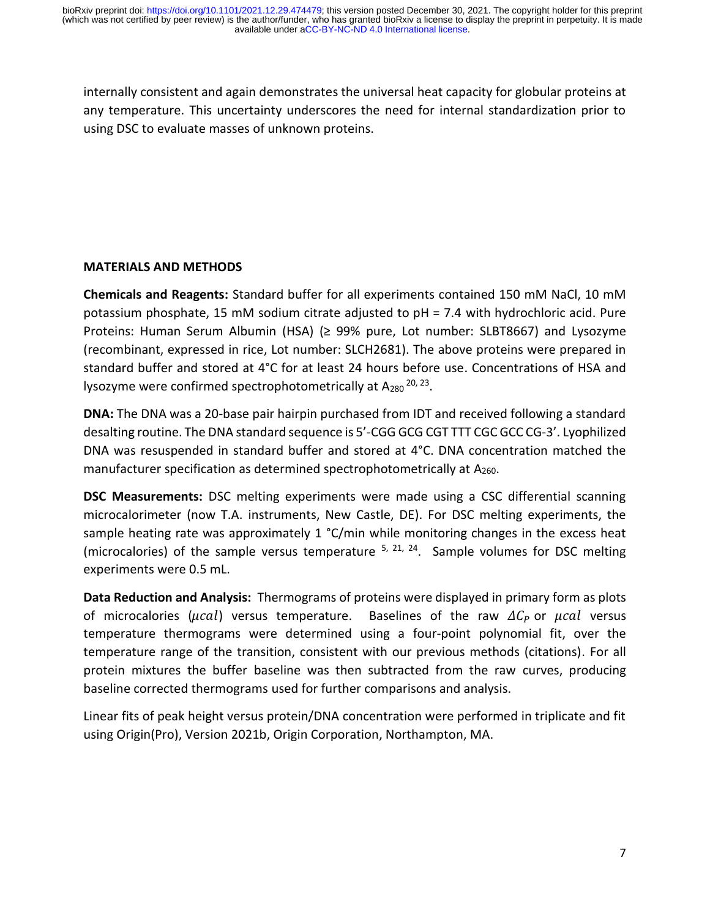internally consistent and again demonstrates the universal heat capacity for globular proteins at any temperature. This uncertainty underscores the need for internal standardization prior to using DSC to evaluate masses of unknown proteins.

## MATERIALS AND METHODS

**Chemicals and Reagents:** Standard buffer for all experiments contained 150 mM NaCl, 10 mM potassium phosphate, 15 mM sodium citrate adjusted to pH = 7.4 with hydrochloric acid. Pure Proteins: Human Serum Albumin (HSA) (≥ 99% pure, Lot number: SLBT8667) and Lysozyme (recombinant, expressed in rice, Lot number: SLCH2681). The above proteins were prepared in standard buffer and stored at 4°C for at least 24 hours before use. Concentrations of HSA and lysozyme were confirmed spectrophotometrically at $A_{280}$ [20, 23].

**DNA:** The DNA was a 20-base pair hairpin purchased from IDT and received following a standard desalting routine. The DNA standard sequence is 5'-CGG GCG CGT TTT CGC GCC CG-3'. Lyophilized DNA was resuspended in standard buffer and stored at 4°C. DNA concentration matched the manufacturer specification as determined spectrophotometrically at $A_{260}$.

**DSC Measurements:** DSC melting experiments were made using a CSC differential scanning microcalorimeter (now T.A. instruments, New Castle, DE). For DSC melting experiments, the sample heating rate was approximately 1 °C/min while monitoring changes in the excess heat (microcalories) of the sample versus temperature [5, 21, 24]. Sample volumes for DSC melting experiments were 0.5 mL.

**Data Reduction and Analysis:** Thermograms of proteins were displayed in primary form as plots of microcalories ($\mu cal$) versus temperature. Baselines of the raw $\Delta C_P$ or $\mu cal$ versus temperature thermograms were determined using a four-point polynomial fit, over the temperature range of the transition, consistent with our previous methods (citations). For all protein mixtures the buffer baseline was then subtracted from the raw curves, producing baseline corrected thermograms used for further comparisons and analysis.

Linear fits of peak height versus protein/DNA concentration were performed in triplicate and fit using Origin(Pro), Version 2021b, Origin Corporation, Northampton, MA.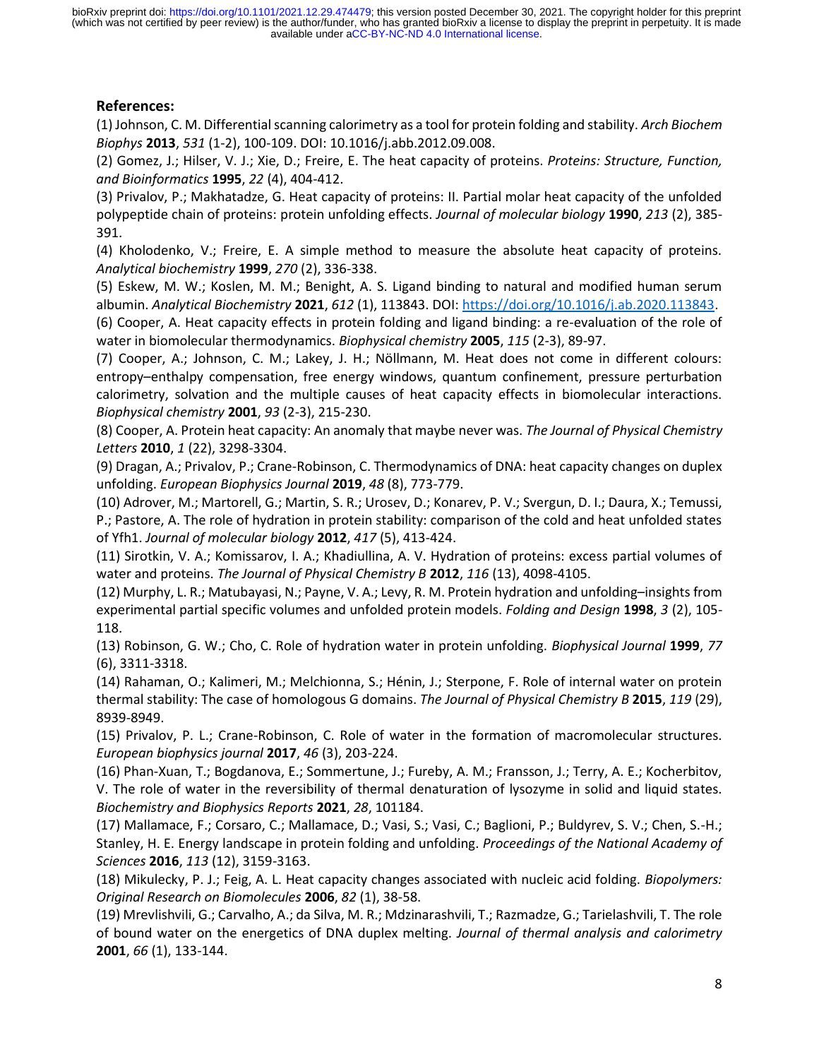**References:**

(1) Johnson, C. M. Differential scanning calorimetry as a tool for protein folding and stability. *Arch Biochem Biophys* **2013**, *531* (1-2), 100-109. DOI: 10.1016/j.abb.2012.09.008.

(2) Gomez, J.; Hilser, V. J.; Xie, D.; Freire, E. The heat capacity of proteins. *Proteins: Structure, Function, and Bioinformatics* **1995**, *22* (4), 404-412.

(3) Privalov, P.; Makhatadze, G. Heat capacity of proteins: II. Partial molar heat capacity of the unfolded polypeptide chain of proteins: protein unfolding effects. *Journal of molecular biology* **1990**, *213* (2), 385-391.

(4) Kholodenko, V.; Freire, E. A simple method to measure the absolute heat capacity of proteins. *Analytical biochemistry* **1999**, *270* (2), 336-338.

(5) Eskew, M. W.; Koslen, M. M.; Benight, A. S. Ligand binding to natural and modified human serum albumin. *Analytical Biochemistry* **2021**, *612* (1), 113843. DOI: https://doi.org/10.1016/j.ab.2020.113843.

(6) Cooper, A. Heat capacity effects in protein folding and ligand binding: a re-evaluation of the role of water in biomolecular thermodynamics. *Biophysical chemistry* **2005**, *115* (2-3), 89-97.

(7) Cooper, A.; Johnson, C. M.; Lakey, J. H.; Nöllmann, M. Heat does not come in different colours: entropy–enthalpy compensation, free energy windows, quantum confinement, pressure perturbation calorimetry, solvation and the multiple causes of heat capacity effects in biomolecular interactions. *Biophysical chemistry* **2001**, *93* (2-3), 215-230.

(8) Cooper, A. Protein heat capacity: An anomaly that maybe never was. *The Journal of Physical Chemistry Letters* **2010**, *1* (22), 3298-3304.

(9) Dragan, A.; Privalov, P.; Crane-Robinson, C. Thermodynamics of DNA: heat capacity changes on duplex unfolding. *European Biophysics Journal* **2019**, *48* (8), 773-779.

(10) Adrover, M.; Martorell, G.; Martin, S. R.; Urosev, D.; Konarev, P. V.; Svergun, D. I.; Daura, X.; Temussi, P.; Pastore, A. The role of hydration in protein stability: comparison of the cold and heat unfolded states of Yfh1. *Journal of molecular biology* **2012**, *417* (5), 413-424.

(11) Sirotkin, V. A.; Komissarov, I. A.; Khadiullina, A. V. Hydration of proteins: excess partial volumes of water and proteins. *The Journal of Physical Chemistry B* **2012**, *116* (13), 4098-4105.

(12) Murphy, L. R.; Matubayasi, N.; Payne, V. A.; Levy, R. M. Protein hydration and unfolding–insights from experimental partial specific volumes and unfolded protein models. *Folding and Design* **1998**, *3* (2), 105-118.

(13) Robinson, G. W.; Cho, C. Role of hydration water in protein unfolding. *Biophysical Journal* **1999**, *77* (6), 3311-3318.

(14) Rahaman, O.; Kalimeri, M.; Melchionna, S.; Hénin, J.; Sterpone, F. Role of internal water on protein thermal stability: The case of homologous G domains. *The Journal of Physical Chemistry B* **2015**, *119* (29), 8939-8949.

(15) Privalov, P. L.; Crane-Robinson, C. Role of water in the formation of macromolecular structures. *European biophysics journal* **2017**, *46* (3), 203-224.

(16) Phan-Xuan, T.; Bogdanova, E.; Sommertune, J.; Fureby, A. M.; Fransson, J.; Terry, A. E.; Kocherbitov, V. The role of water in the reversibility of thermal denaturation of lysozyme in solid and liquid states. *Biochemistry and Biophysics Reports* **2021**, *28*, 101184.

(17) Mallamace, F.; Corsaro, C.; Mallamace, D.; Vasi, S.; Vasi, C.; Baglioni, P.; Buldyrev, S. V.; Chen, S.-H.; Stanley, H. E. Energy landscape in protein folding and unfolding. *Proceedings of the National Academy of Sciences* **2016**, *113* (12), 3159-3163.

(18) Mikulecky, P. J.; Feig, A. L. Heat capacity changes associated with nucleic acid folding. *Biopolymers: Original Research on Biomolecules* **2006**, *82* (1), 38-58.

(19) Mrevlishvili, G.; Carvalho, A.; da Silva, M. R.; Mdzinarashvili, T.; Razmadze, G.; Tarielashvili, T. The role of bound water on the energetics of DNA duplex melting. *Journal of thermal analysis and calorimetry* **2001**, *66* (1), 133-144.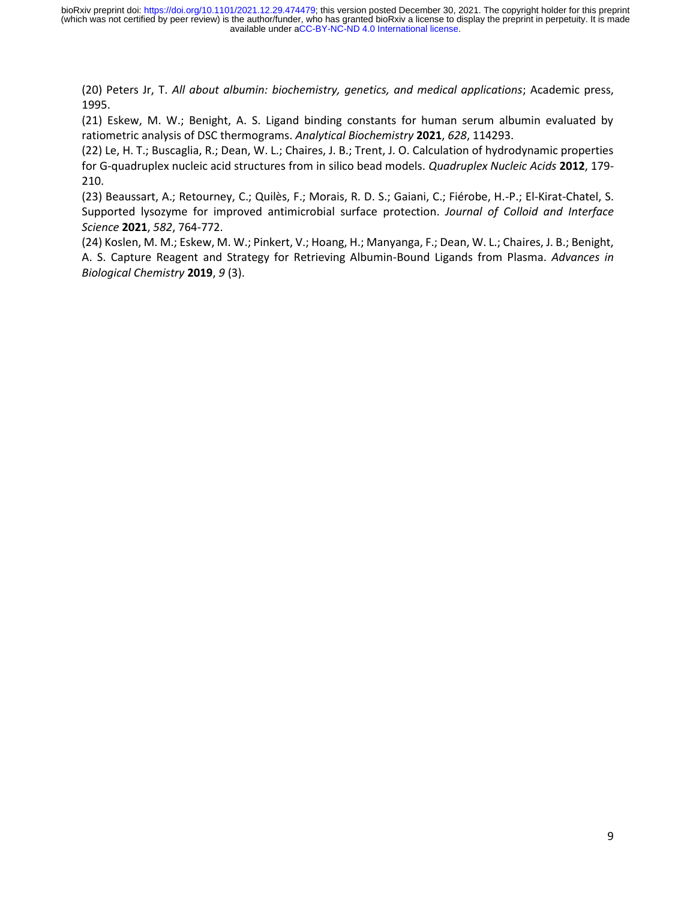(20) Peters Jr, T. *All about albumin: biochemistry, genetics, and medical applications*; Academic press, 1995.

(21) Eskew, M. W.; Benight, A. S. Ligand binding constants for human serum albumin evaluated by ratiometric analysis of DSC thermograms. *Analytical Biochemistry* **2021**, *628*, 114293.

(22) Le, H. T.; Buscaglia, R.; Dean, W. L.; Chaires, J. B.; Trent, J. O. Calculation of hydrodynamic properties for G-quadruplex nucleic acid structures from in silico bead models. *Quadruplex Nucleic Acids* **2012**, 179-210.

(23) Beaussart, A.; Retourney, C.; Quilès, F.; Morais, R. D. S.; Gaiani, C.; Fiérobe, H.-P.; El-Kirat-Chatel, S. Supported lysozyme for improved antimicrobial surface protection. *Journal of Colloid and Interface Science* **2021**, *582*, 764-772.

(24) Koslen, M. M.; Eskew, M. W.; Pinkert, V.; Hoang, H.; Manyanga, F.; Dean, W. L.; Chaires, J. B.; Benight, A. S. Capture Reagent and Strategy for Retrieving Albumin-Bound Ligands from Plasma. *Advances in Biological Chemistry* **2019**, *9* (3).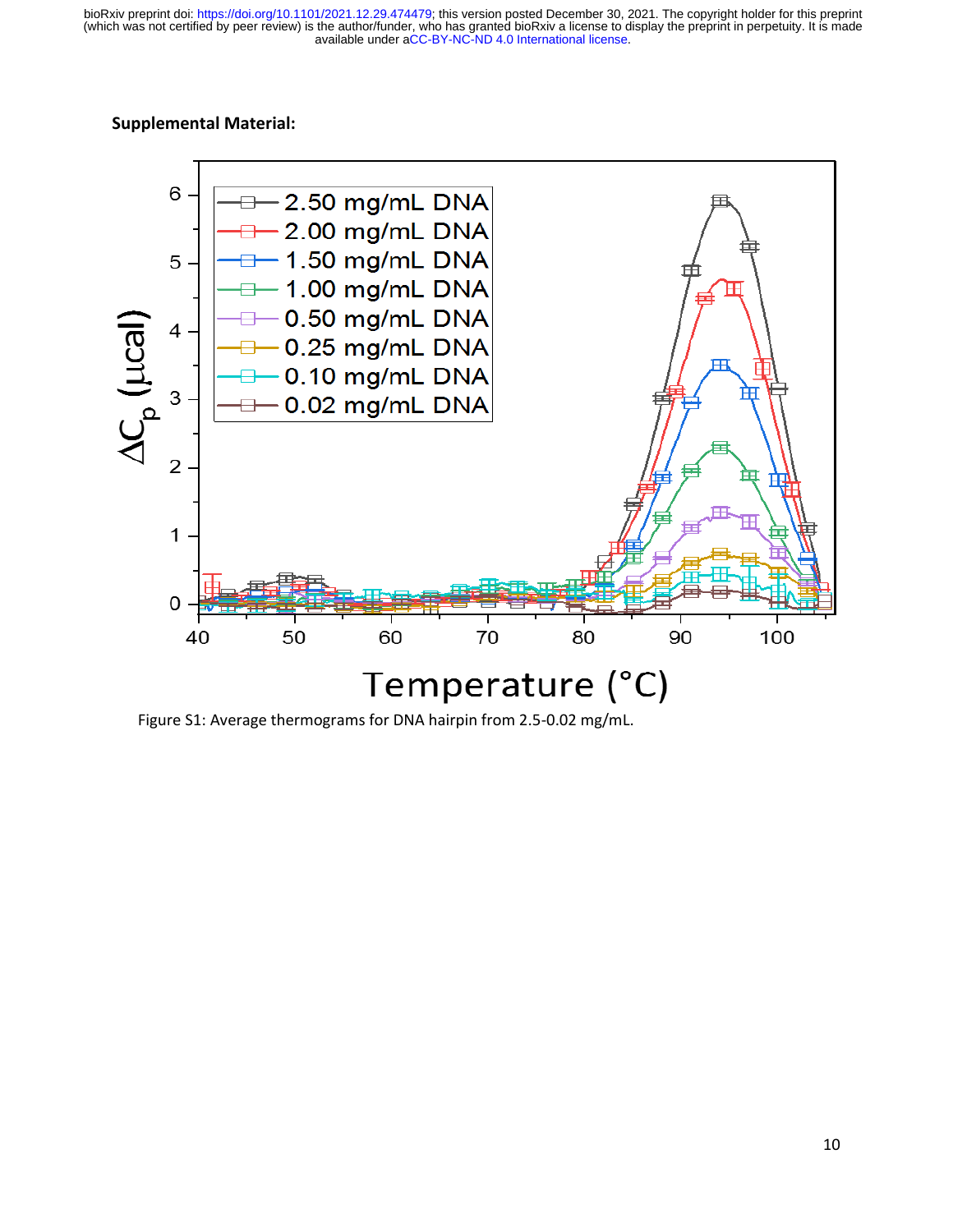**Supplemental Material:**

Figure S1: Average thermograms for DNA hairpin from 2.5-0.02 mg/mL.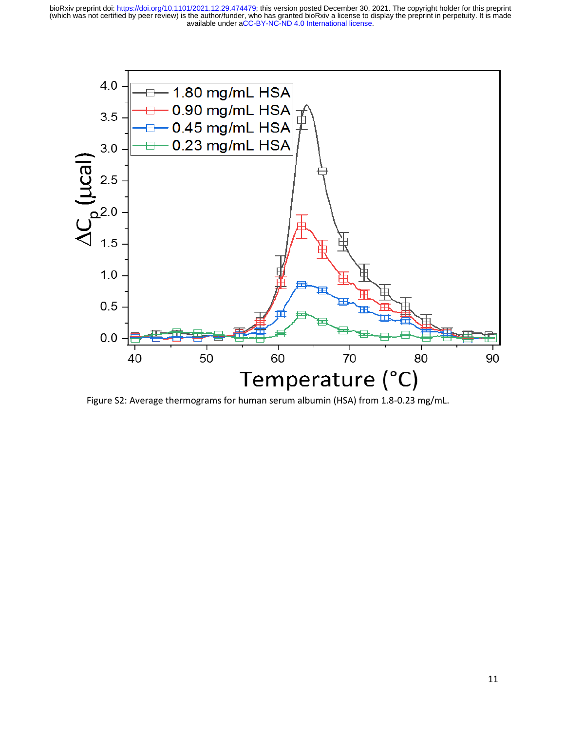Figure S2: Average thermograms for human serum albumin (HSA) from 1.8-0.23 mg/mL.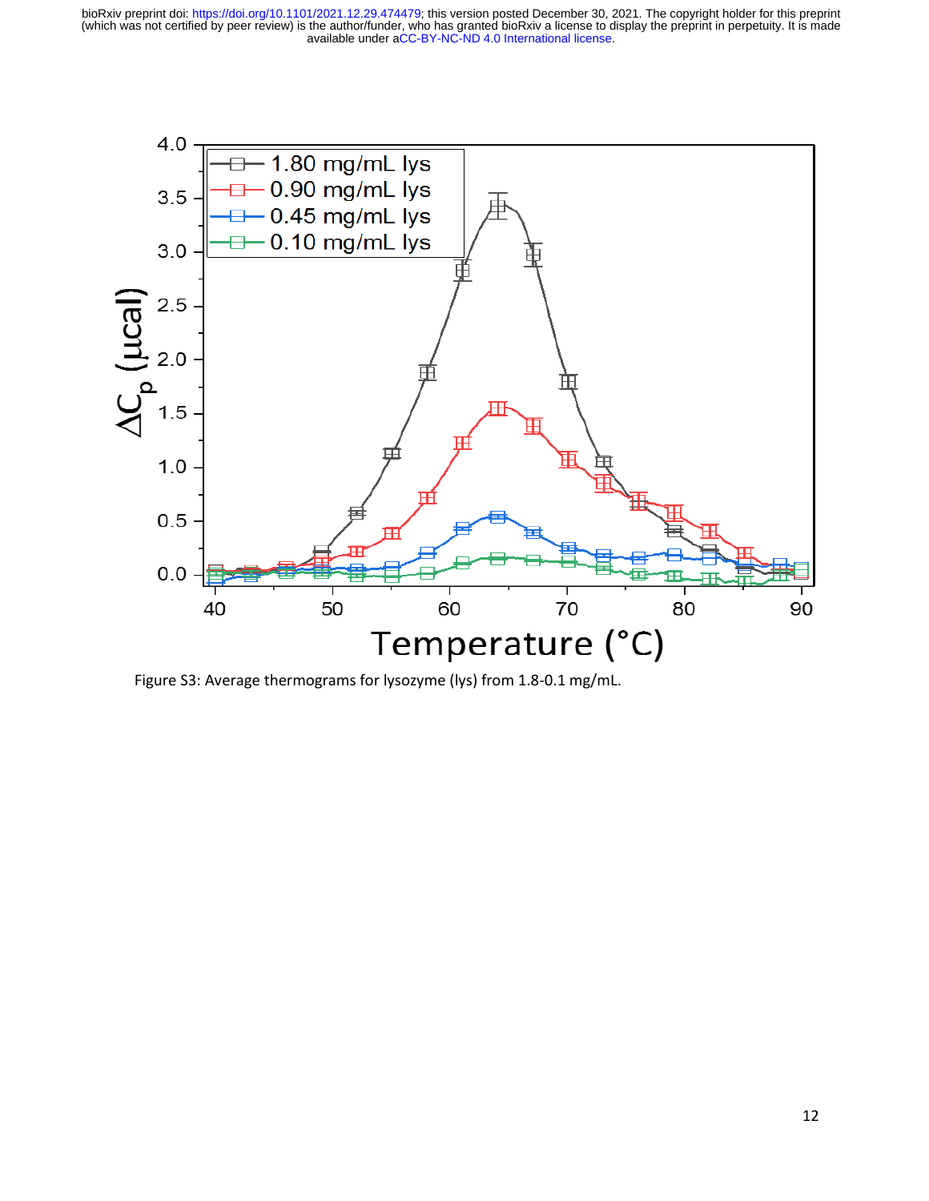4.0
3.5
3.0
2.5
2.0
1.5
1.0
0.5
0.0

$\Delta C_p$ (µcal)

1.80 mg/mL lys
0.90 mg/mL lys
0.45 mg/mL lys
0.10 mg/mL lys

40
50
60
70
80
90

Temperature (°C)

Figure S3: Average thermograms for lysozyme (lys) from 1.8-0.1 mg/mL.